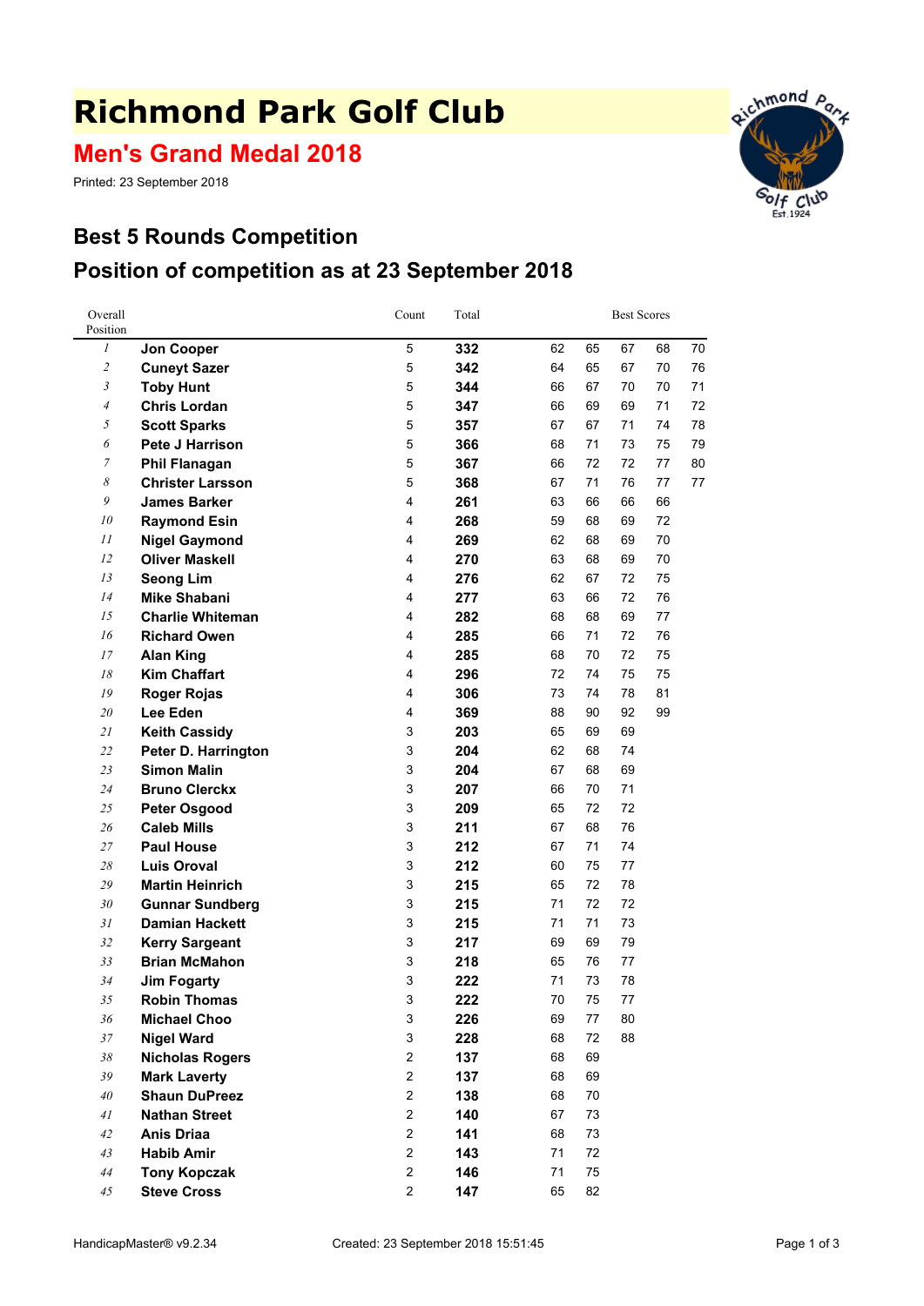# Richmond Park Golf Club

## Men's Grand Medal 2018

Printed: 23 September 2018

## Best 5 Rounds Competition

## Position of competition as at 23 September 2018

| Overall Position | | Count | Total | Best Scores | | | | |
|---|---|---|---|---|---|---|---|---|
| 1 | **Jon Cooper** | 5 | **332** | 62 | 65 | 67 | 68 | 70 |
| 2 | **Cuneyt Sazer** | 5 | **342** | 64 | 65 | 67 | 70 | 76 |
| 3 | **Toby Hunt** | 5 | **344** | 66 | 67 | 70 | 70 | 71 |
| 4 | **Chris Lordan** | 5 | **347** | 66 | 69 | 69 | 71 | 72 |
| 5 | **Scott Sparks** | 5 | **357** | 67 | 67 | 71 | 74 | 78 |
| 6 | **Pete J Harrison** | 5 | **366** | 68 | 71 | 73 | 75 | 79 |
| 7 | **Phil Flanagan** | 5 | **367** | 66 | 72 | 72 | 77 | 80 |
| 8 | **Christer Larsson** | 5 | **368** | 67 | 71 | 76 | 77 | 77 |
| 9 | **James Barker** | 4 | **261** | 63 | 66 | 66 | 66 | |
| 10 | **Raymond Esin** | 4 | **268** | 59 | 68 | 69 | 72 | |
| 11 | **Nigel Gaymond** | 4 | **269** | 62 | 68 | 69 | 70 | |
| 12 | **Oliver Maskell** | 4 | **270** | 63 | 68 | 69 | 70 | |
| 13 | **Seong Lim** | 4 | **276** | 62 | 67 | 72 | 75 | |
| 14 | **Mike Shabani** | 4 | **277** | 63 | 66 | 72 | 76 | |
| 15 | **Charlie Whiteman** | 4 | **282** | 68 | 68 | 69 | 77 | |
| 16 | **Richard Owen** | 4 | **285** | 66 | 71 | 72 | 76 | |
| 17 | **Alan King** | 4 | **285** | 68 | 70 | 72 | 75 | |
| 18 | **Kim Chaffart** | 4 | **296** | 72 | 74 | 75 | 75 | |
| 19 | **Roger Rojas** | 4 | **306** | 73 | 74 | 78 | 81 | |
| 20 | **Lee Eden** | 4 | **369** | 88 | 90 | 92 | 99 | |
| 21 | **Keith Cassidy** | 3 | **203** | 65 | 69 | 69 | | |
| 22 | **Peter D. Harrington** | 3 | **204** | 62 | 68 | 74 | | |
| 23 | **Simon Malin** | 3 | **204** | 67 | 68 | 69 | | |
| 24 | **Bruno Clerckx** | 3 | **207** | 66 | 70 | 71 | | |
| 25 | **Peter Osgood** | 3 | **209** | 65 | 72 | 72 | | |
| 26 | **Caleb Mills** | 3 | **211** | 67 | 68 | 76 | | |
| 27 | **Paul House** | 3 | **212** | 67 | 71 | 74 | | |
| 28 | **Luis Oroval** | 3 | **212** | 60 | 75 | 77 | | |
| 29 | **Martin Heinrich** | 3 | **215** | 65 | 72 | 78 | | |
| 30 | **Gunnar Sundberg** | 3 | **215** | 71 | 72 | 72 | | |
| 31 | **Damian Hackett** | 3 | **215** | 71 | 71 | 73 | | |
| 32 | **Kerry Sargeant** | 3 | **217** | 69 | 69 | 79 | | |
| 33 | **Brian McMahon** | 3 | **218** | 65 | 76 | 77 | | |
| 34 | **Jim Fogarty** | 3 | **222** | 71 | 73 | 78 | | |
| 35 | **Robin Thomas** | 3 | **222** | 70 | 75 | 77 | | |
| 36 | **Michael Choo** | 3 | **226** | 69 | 77 | 80 | | |
| 37 | **Nigel Ward** | 3 | **228** | 68 | 72 | 88 | | |
| 38 | **Nicholas Rogers** | 2 | **137** | 68 | 69 | | | |
| 39 | **Mark Laverty** | 2 | **137** | 68 | 69 | | | |
| 40 | **Shaun DuPreez** | 2 | **138** | 68 | 70 | | | |
| 41 | **Nathan Street** | 2 | **140** | 67 | 73 | | | |
| 42 | **Anis Driaa** | 2 | **141** | 68 | 73 | | | |
| 43 | **Habib Amir** | 2 | **143** | 71 | 72 | | | |
| 44 | **Tony Kopczak** | 2 | **146** | 71 | 75 | | | |
| 45 | **Steve Cross** | 2 | **147** | 65 | 82 | | | |

HandicapMaster® v9.2.34 Created: 23 September 2018 15:51:45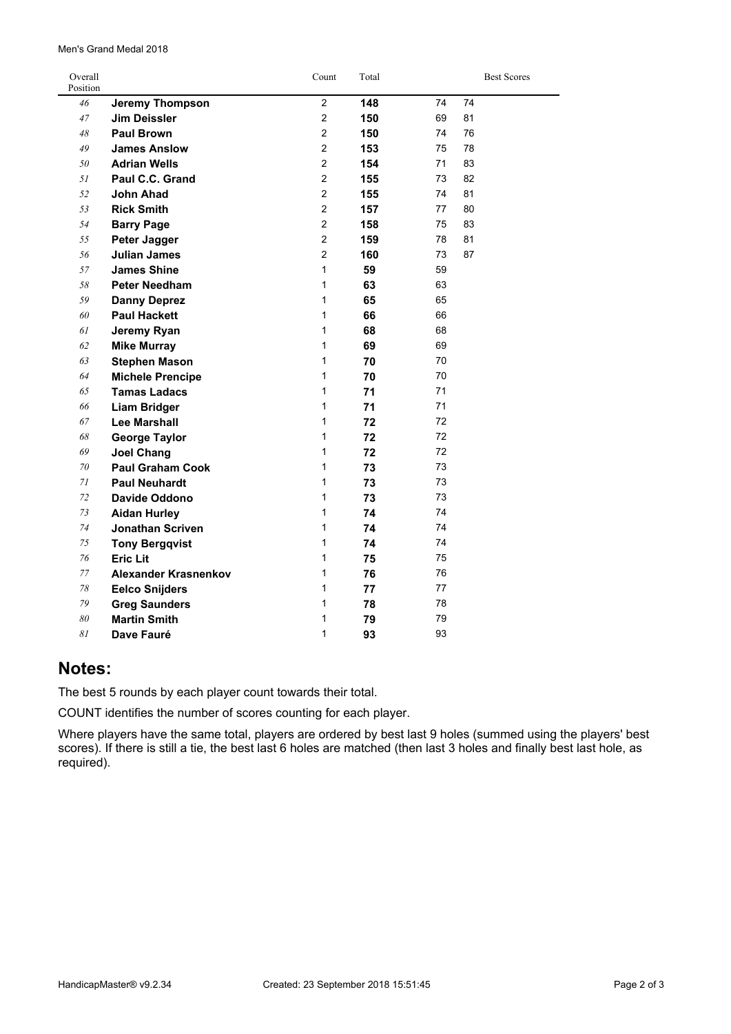Men's Grand Medal 2018

| Overall Position | | Count | Total | Best Scores | |
|---|---|---|---|---|---|
| 46 | **Jeremy Thompson** | 2 | **148** | 74 | 74 |
| 47 | **Jim Deissler** | 2 | **150** | 69 | 81 |
| 48 | **Paul Brown** | 2 | **150** | 74 | 76 |
| 49 | **James Anslow** | 2 | **153** | 75 | 78 |
| 50 | **Adrian Wells** | 2 | **154** | 71 | 83 |
| 51 | **Paul C.C. Grand** | 2 | **155** | 73 | 82 |
| 52 | **John Ahad** | 2 | **155** | 74 | 81 |
| 53 | **Rick Smith** | 2 | **157** | 77 | 80 |
| 54 | **Barry Page** | 2 | **158** | 75 | 83 |
| 55 | **Peter Jagger** | 2 | **159** | 78 | 81 |
| 56 | **Julian James** | 2 | **160** | 73 | 87 |
| 57 | **James Shine** | 1 | **59** | 59 | |
| 58 | **Peter Needham** | 1 | **63** | 63 | |
| 59 | **Danny Deprez** | 1 | **65** | 65 | |
| 60 | **Paul Hackett** | 1 | **66** | 66 | |
| 61 | **Jeremy Ryan** | 1 | **68** | 68 | |
| 62 | **Mike Murray** | 1 | **69** | 69 | |
| 63 | **Stephen Mason** | 1 | **70** | 70 | |
| 64 | **Michele Prencipe** | 1 | **70** | 70 | |
| 65 | **Tamas Ladacs** | 1 | **71** | 71 | |
| 66 | **Liam Bridger** | 1 | **71** | 71 | |
| 67 | **Lee Marshall** | 1 | **72** | 72 | |
| 68 | **George Taylor** | 1 | **72** | 72 | |
| 69 | **Joel Chang** | 1 | **72** | 72 | |
| 70 | **Paul Graham Cook** | 1 | **73** | 73 | |
| 71 | **Paul Neuhardt** | 1 | **73** | 73 | |
| 72 | **Davide Oddono** | 1 | **73** | 73 | |
| 73 | **Aidan Hurley** | 1 | **74** | 74 | |
| 74 | **Jonathan Scriven** | 1 | **74** | 74 | |
| 75 | **Tony Bergqvist** | 1 | **74** | 74 | |
| 76 | **Eric Lit** | 1 | **75** | 75 | |
| 77 | **Alexander Krasnenkov** | 1 | **76** | 76 | |
| 78 | **Eelco Snijders** | 1 | **77** | 77 | |
| 79 | **Greg Saunders** | 1 | **78** | 78 | |
| 80 | **Martin Smith** | 1 | **79** | 79 | |
| 81 | **Dave Fauré** | 1 | **93** | 93 | |

## Notes:

The best 5 rounds by each player count towards their total.

COUNT identifies the number of scores counting for each player.

Where players have the same total, players are ordered by best last 9 holes (summed using the players' best scores). If there is still a tie, the best last 6 holes are matched (then last 3 holes and finally best last hole, as required).

HandicapMaster® v9.2.34 Created: 23 September 2018 15:51:45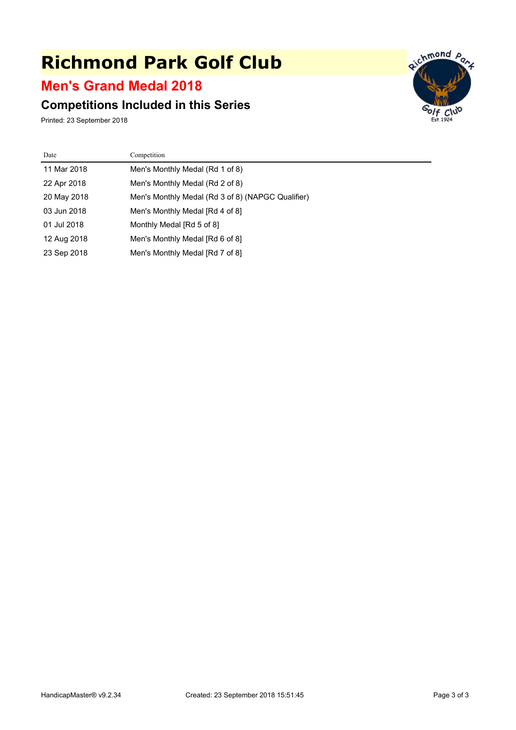# Richmond Park Golf Club

## Men's Grand Medal 2018

### Competitions Included in this Series

Printed: 23 September 2018

| Date | Competition |
|---|---|
| 11 Mar 2018 | Men's Monthly Medal (Rd 1 of 8) |
| 22 Apr 2018 | Men's Monthly Medal (Rd 2 of 8) |
| 20 May 2018 | Men's Monthly Medal (Rd 3 of 8) (NAPGC Qualifier) |
| 03 Jun 2018 | Men's Monthly Medal [Rd 4 of 8] |
| 01 Jul 2018 | Monthly Medal [Rd 5 of 8] |
| 12 Aug 2018 | Men's Monthly Medal [Rd 6 of 8] |
| 23 Sep 2018 | Men's Monthly Medal [Rd 7 of 8] |

HandicapMaster® v9.2.34 Created: 23 September 2018 15:51:45